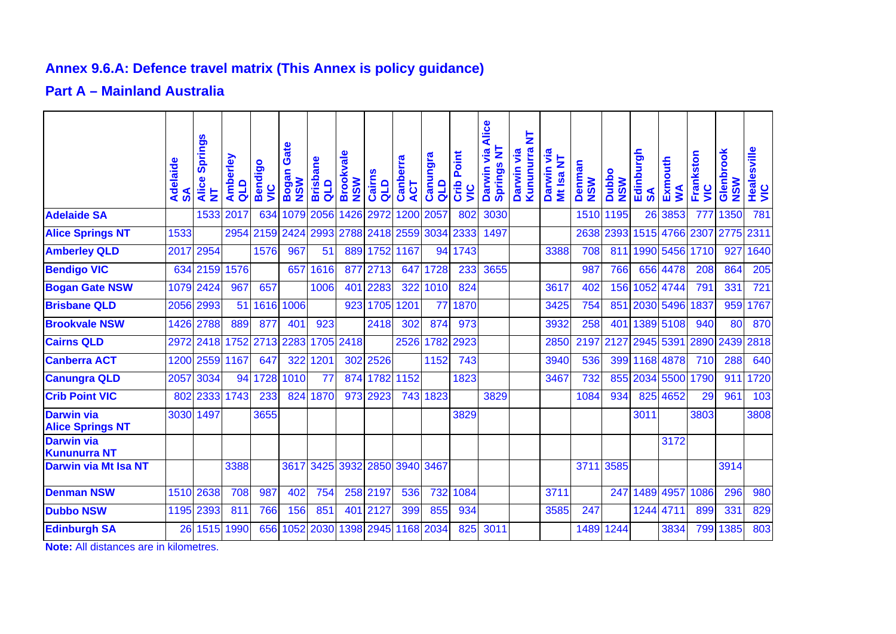## Annex 9.6.A: Defence travel matrix (This Annex is policy guidance)

## Part A – Mainland Australia

| | Adelaide SA | Alice Springs NT | Amberley QLD | Bendigo VIC | Bogan Gate NSW | Brisbane QLD | Brookvale NSW | Cairns QLD | Canberra ACT | Canungra QLD | Crib Point VIC | Darwin via Alice Springs NT | Darwin via Kununurra NT | Darwin via Mt Isa NT | Denman NSW | Dubbo NSW | Edinburgh SA | Exmouth WA | Frankston VIC | Glenbrook NSW | Healesville VIC |
|---|---|---|---|---|---|---|---|---|---|---|---|---|---|---|---|---|---|---|---|---|---|
| **Adelaide SA** | | 1533 | 2017 | 634 | 1079 | 2056 | 1426 | 2972 | 1200 | 2057 | 802 | 3030 | | | 1510 | 1195 | 26 | 3853 | 777 | 1350 | 781 |
| **Alice Springs NT** | 1533 | | 2954 | 2159 | 2424 | 2993 | 2788 | 2418 | 2559 | 3034 | 2333 | 1497 | | | 2638 | 2393 | 1515 | 4766 | 2307 | 2775 | 2311 |
| **Amberley QLD** | 2017 | 2954 | | 1576 | 967 | 51 | 889 | 1752 | 1167 | 94 | 1743 | | | 3388 | 708 | 811 | 1990 | 5456 | 1710 | 927 | 1640 |
| **Bendigo VIC** | 634 | 2159 | 1576 | | 657 | 1616 | 877 | 2713 | 647 | 1728 | 233 | 3655 | | | 987 | 766 | 656 | 4478 | 208 | 864 | 205 |
| **Bogan Gate NSW** | 1079 | 2424 | 967 | 657 | | 1006 | 401 | 2283 | 322 | 1010 | 824 | | | 3617 | 402 | 156 | 1052 | 4744 | 791 | 331 | 721 |
| **Brisbane QLD** | 2056 | 2993 | 51 | 1616 | 1006 | | 923 | 1705 | 1201 | 77 | 1870 | | | 3425 | 754 | 851 | 2030 | 5496 | 1837 | 959 | 1767 |
| **Brookvale NSW** | 1426 | 2788 | 889 | 877 | 401 | 923 | | 2418 | 302 | 874 | 973 | | | 3932 | 258 | 401 | 1389 | 5108 | 940 | 80 | 870 |
| **Cairns QLD** | 2972 | 2418 | 1752 | 2713 | 2283 | 1705 | 2418 | | 2526 | 1782 | 2923 | | | 2850 | 2197 | 2127 | 2945 | 5391 | 2890 | 2439 | 2818 |
| **Canberra ACT** | 1200 | 2559 | 1167 | 647 | 322 | 1201 | 302 | 2526 | | 1152 | 743 | | | 3940 | 536 | 399 | 1168 | 4878 | 710 | 288 | 640 |
| **Canungra QLD** | 2057 | 3034 | 94 | 1728 | 1010 | 77 | 874 | 1782 | 1152 | | 1823 | | | 3467 | 732 | 855 | 2034 | 5500 | 1790 | 911 | 1720 |
| **Crib Point VIC** | 802 | 2333 | 1743 | 233 | 824 | 1870 | 973 | 2923 | 743 | 1823 | | 3829 | | | 1084 | 934 | 825 | 4652 | 29 | 961 | 103 |
| **Darwin via Alice Springs NT** | 3030 | 1497 | | 3655 | | | | | | | 3829 | | | | | | 3011 | | 3803 | | 3808 |
| **Darwin via Kununurra NT** | | | | | | | | | | | | | | | | | | 3172 | | | |
| **Darwin via Mt Isa NT** | | | 3388 | | 3617 | 3425 | 3932 | 2850 | 3940 | 3467 | | | | | 3711 | 3585 | | | | 3914 | |
| **Denman NSW** | 1510 | 2638 | 708 | 987 | 402 | 754 | 258 | 2197 | 536 | 732 | 1084 | | | 3711 | | 247 | 1489 | 4957 | 1086 | 296 | 980 |
| **Dubbo NSW** | 1195 | 2393 | 811 | 766 | 156 | 851 | 401 | 2127 | 399 | 855 | 934 | | | 3585 | 247 | | 1244 | 4711 | 899 | 331 | 829 |
| **Edinburgh SA** | 26 | 1515 | 1990 | 656 | 1052 | 2030 | 1398 | 2945 | 1168 | 2034 | 825 | 3011 | | | 1489 | 1244 | | 3834 | 799 | 1385 | 803 |

**Note:** All distances are in kilometres.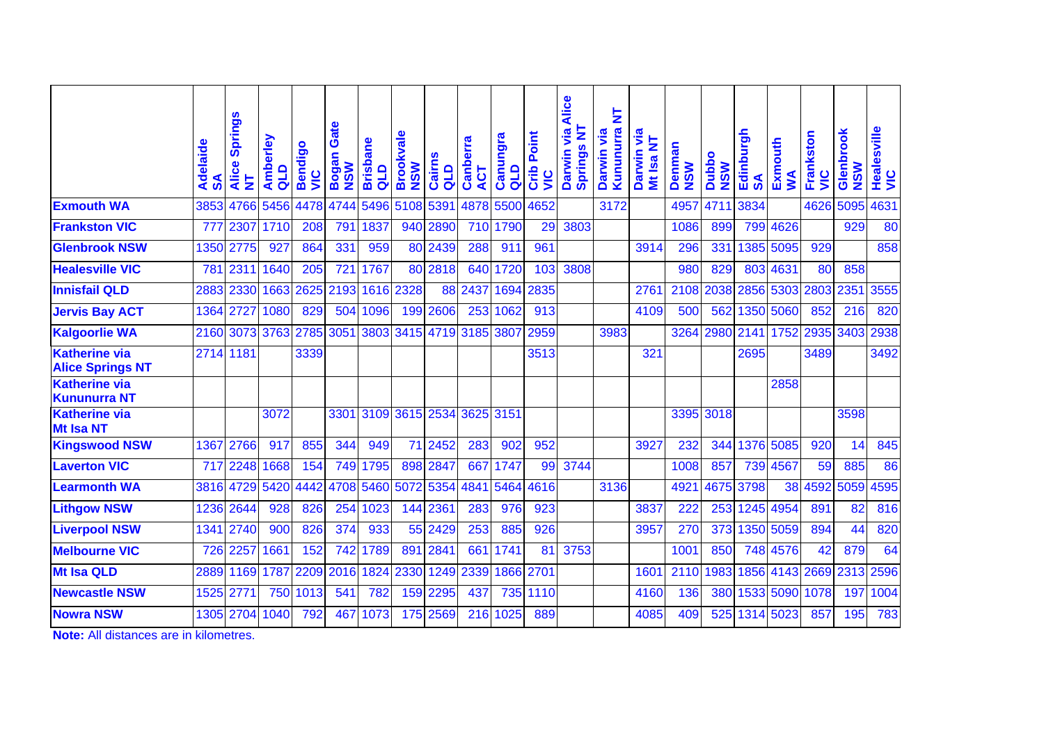| | Adelaide SA | Alice Springs NT | Amberley QLD | Bendigo VIC | Bogan Gate NSW | Brisbane QLD | Brookvale NSW | Cairns QLD | Canberra ACT | Canungra QLD | Crib Point VIC | Darwin via Alice Springs NT | Darwin via Kununurra NT | Darwin via Mt Isa NT | Denman NSW | Dubbo NSW | Edinburgh SA | Exmouth WA | Frankston VIC | Glenbrook NSW | Healesville VIC |
|---|---|---|---|---|---|---|---|---|---|---|---|---|---|---|---|---|---|---|---|---|---|
| **Exmouth WA** | 3853 | 4766 | 5456 | 4478 | 4744 | 5496 | 5108 | 5391 | 4878 | 5500 | 4652 | | 3172 | | 4957 | 4711 | 3834 | | 4626 | 5095 | 4631 |
| **Frankston VIC** | 777 | 2307 | 1710 | 208 | 791 | 1837 | 940 | 2890 | 710 | 1790 | 29 | 3803 | | | 1086 | 899 | 799 | 4626 | | 929 | 80 |
| **Glenbrook NSW** | 1350 | 2775 | 927 | 864 | 331 | 959 | 80 | 2439 | 288 | 911 | 961 | | | 3914 | 296 | 331 | 1385 | 5095 | 929 | | 858 |
| **Healesville VIC** | 781 | 2311 | 1640 | 205 | 721 | 1767 | 80 | 2818 | 640 | 1720 | 103 | 3808 | | | 980 | 829 | 803 | 4631 | 80 | 858 | |
| **Innisfail QLD** | 2883 | 2330 | 1663 | 2625 | 2193 | 1616 | 2328 | 88 | 2437 | 1694 | 2835 | | | 2761 | 2108 | 2038 | 2856 | 5303 | 2803 | 2351 | 3555 |
| **Jervis Bay ACT** | 1364 | 2727 | 1080 | 829 | 504 | 1096 | 199 | 2606 | 253 | 1062 | 913 | | | 4109 | 500 | 562 | 1350 | 5060 | 852 | 216 | 820 |
| **Kalgoorlie WA** | 2160 | 3073 | 3763 | 2785 | 3051 | 3803 | 3415 | 4719 | 3185 | 3807 | 2959 | | 3983 | | 3264 | 2980 | 2141 | 1752 | 2935 | 3403 | 2938 |
| **Katherine via Alice Springs NT** | 2714 | 1181 | | 3339 | | | | | | | 3513 | | | 321 | | | 2695 | | 3489 | | 3492 |
| **Katherine via Kununurra NT** | | | | | | | | | | | | | | | | | | 2858 | | | |
| **Katherine via Mt Isa NT** | | | 3072 | | 3301 | 3109 | 3615 | 2534 | 3625 | 3151 | | | | | 3395 | 3018 | | | | 3598 | |
| **Kingswood NSW** | 1367 | 2766 | 917 | 855 | 344 | 949 | 71 | 2452 | 283 | 902 | 952 | | | 3927 | 232 | 344 | 1376 | 5085 | 920 | 14 | 845 |
| **Laverton VIC** | 717 | 2248 | 1668 | 154 | 749 | 1795 | 898 | 2847 | 667 | 1747 | 99 | 3744 | | | 1008 | 857 | 739 | 4567 | 59 | 885 | 86 |
| **Learmonth WA** | 3816 | 4729 | 5420 | 4442 | 4708 | 5460 | 5072 | 5354 | 4841 | 5464 | 4616 | | 3136 | | 4921 | 4675 | 3798 | 38 | 4592 | 5059 | 4595 |
| **Lithgow NSW** | 1236 | 2644 | 928 | 826 | 254 | 1023 | 144 | 2361 | 283 | 976 | 923 | | | 3837 | 222 | 253 | 1245 | 4954 | 891 | 82 | 816 |
| **Liverpool NSW** | 1341 | 2740 | 900 | 826 | 374 | 933 | 55 | 2429 | 253 | 885 | 926 | | | 3957 | 270 | 373 | 1350 | 5059 | 894 | 44 | 820 |
| **Melbourne VIC** | 726 | 2257 | 1661 | 152 | 742 | 1789 | 891 | 2841 | 661 | 1741 | 81 | 3753 | | | 1001 | 850 | 748 | 4576 | 42 | 879 | 64 |
| **Mt Isa QLD** | 2889 | 1169 | 1787 | 2209 | 2016 | 1824 | 2330 | 1249 | 2339 | 1866 | 2701 | | | 1601 | 2110 | 1983 | 1856 | 4143 | 2669 | 2313 | 2596 |
| **Newcastle NSW** | 1525 | 2771 | 750 | 1013 | 541 | 782 | 159 | 2295 | 437 | 735 | 1110 | | | 4160 | 136 | 380 | 1533 | 5090 | 1078 | 197 | 1004 |
| **Nowra NSW** | 1305 | 2704 | 1040 | 792 | 467 | 1073 | 175 | 2569 | 216 | 1025 | 889 | | | 4085 | 409 | 525 | 1314 | 5023 | 857 | 195 | 783 |

**Note:** All distances are in kilometres.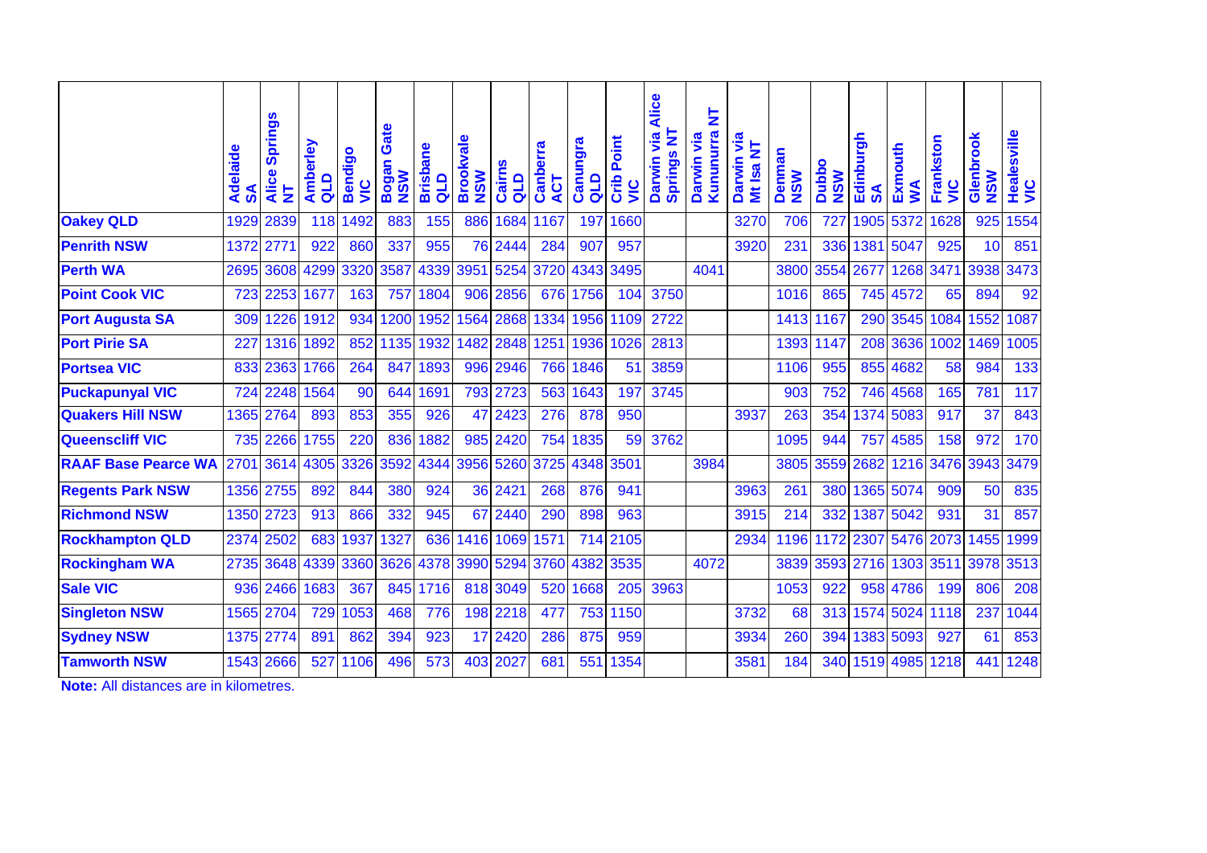| | Adelaide SA | Alice Springs NT | Amberley QLD | Bendigo VIC | Bogan Gate NSW | Brisbane QLD | Brookvale NSW | Cairns QLD | Canberra ACT | Canungra QLD | Crib Point VIC | Darwin via Alice Springs NT | Darwin via Kununurra NT | Darwin via Mt Isa NT | Denman NSW | Dubbo NSW | Edinburgh SA | Exmouth WA | Frankston VIC | Glenbrook NSW | Healesville VIC |
|---|---|---|---|---|---|---|---|---|---|---|---|---|---|---|---|---|---|---|---|---|---|
| **Oakey QLD** | 1929 | 2839 | 118 | 1492 | 883 | 155 | 886 | 1684 | 1167 | 197 | 1660 | | | 3270 | 706 | 727 | 1905 | 5372 | 1628 | 925 | 1554 |
| **Penrith NSW** | 1372 | 2771 | 922 | 860 | 337 | 955 | 76 | 2444 | 284 | 907 | 957 | | | 3920 | 231 | 336 | 1381 | 5047 | 925 | 10 | 851 |
| **Perth WA** | 2695 | 3608 | 4299 | 3320 | 3587 | 4339 | 3951 | 5254 | 3720 | 4343 | 3495 | | 4041 | | 3800 | 3554 | 2677 | 1268 | 3471 | 3938 | 3473 |
| **Point Cook VIC** | 723 | 2253 | 1677 | 163 | 757 | 1804 | 906 | 2856 | 676 | 1756 | 104 | 3750 | | | 1016 | 865 | 745 | 4572 | 65 | 894 | 92 |
| **Port Augusta SA** | 309 | 1226 | 1912 | 934 | 1200 | 1952 | 1564 | 2868 | 1334 | 1956 | 1109 | 2722 | | | 1413 | 1167 | 290 | 3545 | 1084 | 1552 | 1087 |
| **Port Pirie SA** | 227 | 1316 | 1892 | 852 | 1135 | 1932 | 1482 | 2848 | 1251 | 1936 | 1026 | 2813 | | | 1393 | 1147 | 208 | 3636 | 1002 | 1469 | 1005 |
| **Portsea VIC** | 833 | 2363 | 1766 | 264 | 847 | 1893 | 996 | 2946 | 766 | 1846 | 51 | 3859 | | | 1106 | 955 | 855 | 4682 | 58 | 984 | 133 |
| **Puckapunyal VIC** | 724 | 2248 | 1564 | 90 | 644 | 1691 | 793 | 2723 | 563 | 1643 | 197 | 3745 | | | 903 | 752 | 746 | 4568 | 165 | 781 | 117 |
| **Quakers Hill NSW** | 1365 | 2764 | 893 | 853 | 355 | 926 | 47 | 2423 | 276 | 878 | 950 | | | 3937 | 263 | 354 | 1374 | 5083 | 917 | 37 | 843 |
| **Queenscliff VIC** | 735 | 2266 | 1755 | 220 | 836 | 1882 | 985 | 2420 | 754 | 1835 | 59 | 3762 | | | 1095 | 944 | 757 | 4585 | 158 | 972 | 170 |
| **RAAF Base Pearce WA** | 2701 | 3614 | 4305 | 3326 | 3592 | 4344 | 3956 | 5260 | 3725 | 4348 | 3501 | | 3984 | | 3805 | 3559 | 2682 | 1216 | 3476 | 3943 | 3479 |
| **Regents Park NSW** | 1356 | 2755 | 892 | 844 | 380 | 924 | 36 | 2421 | 268 | 876 | 941 | | | 3963 | 261 | 380 | 1365 | 5074 | 909 | 50 | 835 |
| **Richmond NSW** | 1350 | 2723 | 913 | 866 | 332 | 945 | 67 | 2440 | 290 | 898 | 963 | | | 3915 | 214 | 332 | 1387 | 5042 | 931 | 31 | 857 |
| **Rockhampton QLD** | 2374 | 2502 | 683 | 1937 | 1327 | 636 | 1416 | 1069 | 1571 | 714 | 2105 | | | 2934 | 1196 | 1172 | 2307 | 5476 | 2073 | 1455 | 1999 |
| **Rockingham WA** | 2735 | 3648 | 4339 | 3360 | 3626 | 4378 | 3990 | 5294 | 3760 | 4382 | 3535 | | 4072 | | 3839 | 3593 | 2716 | 1303 | 3511 | 3978 | 3513 |
| **Sale VIC** | 936 | 2466 | 1683 | 367 | 845 | 1716 | 818 | 3049 | 520 | 1668 | 205 | 3963 | | | 1053 | 922 | 958 | 4786 | 199 | 806 | 208 |
| **Singleton NSW** | 1565 | 2704 | 729 | 1053 | 468 | 776 | 198 | 2218 | 477 | 753 | 1150 | | | 3732 | 68 | 313 | 1574 | 5024 | 1118 | 237 | 1044 |
| **Sydney NSW** | 1375 | 2774 | 891 | 862 | 394 | 923 | 17 | 2420 | 286 | 875 | 959 | | | 3934 | 260 | 394 | 1383 | 5093 | 927 | 61 | 853 |
| **Tamworth NSW** | 1543 | 2666 | 527 | 1106 | 496 | 573 | 403 | 2027 | 681 | 551 | 1354 | | | 3581 | 184 | 340 | 1519 | 4985 | 1218 | 441 | 1248 |

**Note:** All distances are in kilometres.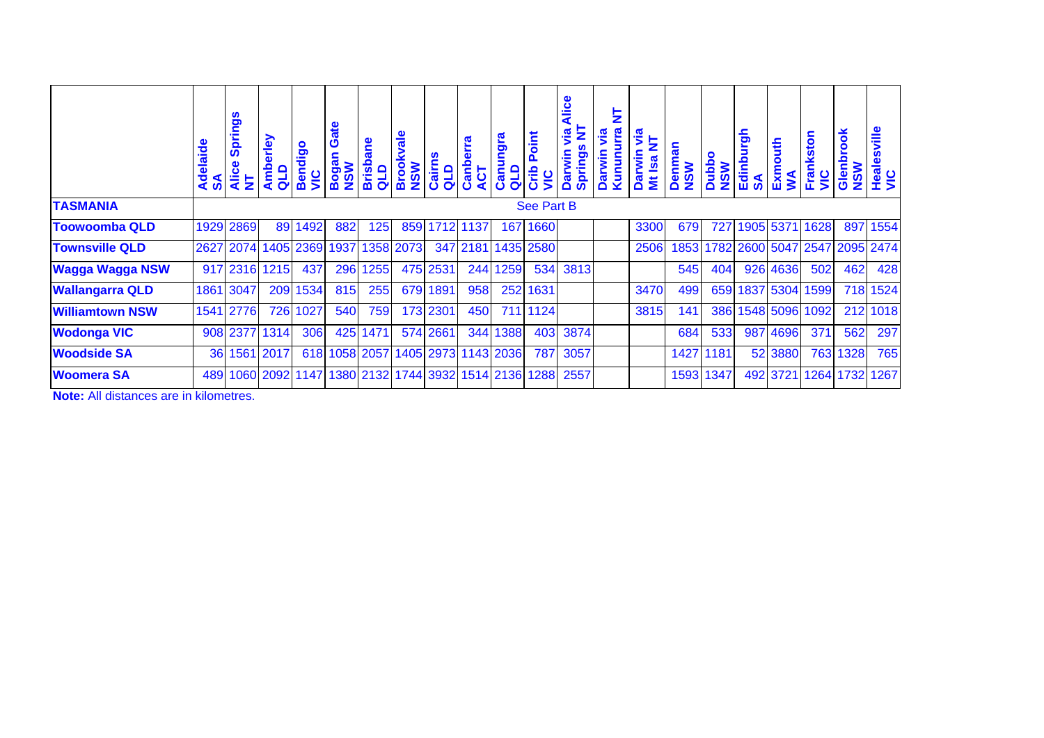| | Adelaide SA | Alice Springs NT | Amberley QLD | Bendigo VIC | Bogan Gate NSW | Brisbane QLD | Brookvale NSW | Cairns QLD | Canberra ACT | Canungra QLD | Crib Point VIC | Darwin via Alice Springs NT | Darwin via Kununurra NT | Darwin via Mt Isa NT | Denman NSW | Dubbo NSW | Edinburgh SA | Exmouth WA | Frankston VIC | Glenbrook NSW | Healesville VIC |
|---|---|---|---|---|---|---|---|---|---|---|---|---|---|---|---|---|---|---|---|---|---|
| **TASMANIA** | See Part B | | | | | | | | | | | | | | | | | | | | |
| **Toowoomba QLD** | 1929 | 2869 | 89 | 1492 | 882 | 125 | 859 | 1712 | 1137 | 167 | 1660 | | | 3300 | 679 | 727 | 1905 | 5371 | 1628 | 897 | 1554 |
| **Townsville QLD** | 2627 | 2074 | 1405 | 2369 | 1937 | 1358 | 2073 | 347 | 2181 | 1435 | 2580 | | | 2506 | 1853 | 1782 | 2600 | 5047 | 2547 | 2095 | 2474 |
| **Wagga Wagga NSW** | 917 | 2316 | 1215 | 437 | 296 | 1255 | 475 | 2531 | 244 | 1259 | 534 | 3813 | | | 545 | 404 | 926 | 4636 | 502 | 462 | 428 |
| **Wallangarra QLD** | 1861 | 3047 | 209 | 1534 | 815 | 255 | 679 | 1891 | 958 | 252 | 1631 | | | 3470 | 499 | 659 | 1837 | 5304 | 1599 | 718 | 1524 |
| **Williamtown NSW** | 1541 | 2776 | 726 | 1027 | 540 | 759 | 173 | 2301 | 450 | 711 | 1124 | | | 3815 | 141 | 386 | 1548 | 5096 | 1092 | 212 | 1018 |
| **Wodonga VIC** | 908 | 2377 | 1314 | 306 | 425 | 1471 | 574 | 2661 | 344 | 1388 | 403 | 3874 | | | 684 | 533 | 987 | 4696 | 371 | 562 | 297 |
| **Woodside SA** | 36 | 1561 | 2017 | 618 | 1058 | 2057 | 1405 | 2973 | 1143 | 2036 | 787 | 3057 | | | 1427 | 1181 | 52 | 3880 | 763 | 1328 | 765 |
| **Woomera SA** | 489 | 1060 | 2092 | 1147 | 1380 | 2132 | 1744 | 3932 | 1514 | 2136 | 1288 | 2557 | | | 1593 | 1347 | 492 | 3721 | 1264 | 1732 | 1267 |

**Note:** All distances are in kilometres.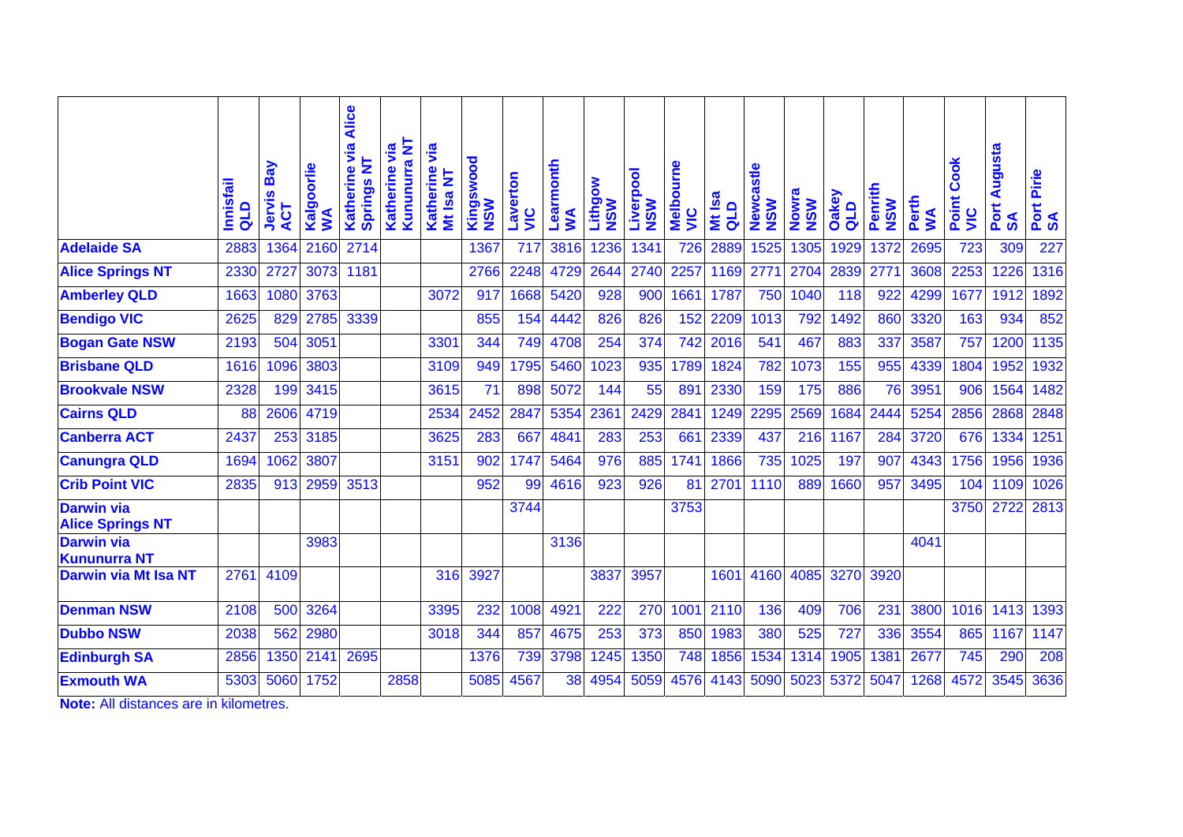| | Innisfail QLD | Jervis Bay ACT | Kalgoorlie WA | Katherine via Alice Springs NT | Katherine via Kununurra NT | Katherine via Mt Isa NT | Kingswood NSW | Laverton VIC | Learmonth WA | Lithgow NSW | Liverpool NSW | Melbourne VIC | Mt Isa QLD | Newcastle NSW | Nowra NSW | Oakey QLD | Penrith NSW | Perth WA | Point Cook VIC | Port Augusta SA | Port Pirie SA |
|---|---|---|---|---|---|---|---|---|---|---|---|---|---|---|---|---|---|---|---|---|---|
| **Adelaide SA** | 2883 | 1364 | 2160 | 2714 | | | 1367 | 717 | 3816 | 1236 | 1341 | 726 | 2889 | 1525 | 1305 | 1929 | 1372 | 2695 | 723 | 309 | 227 |
| **Alice Springs NT** | 2330 | 2727 | 3073 | 1181 | | | 2766 | 2248 | 4729 | 2644 | 2740 | 2257 | 1169 | 2771 | 2704 | 2839 | 2771 | 3608 | 2253 | 1226 | 1316 |
| **Amberley QLD** | 1663 | 1080 | 3763 | | | 3072 | 917 | 1668 | 5420 | 928 | 900 | 1661 | 1787 | 750 | 1040 | 118 | 922 | 4299 | 1677 | 1912 | 1892 |
| **Bendigo VIC** | 2625 | 829 | 2785 | 3339 | | | 855 | 154 | 4442 | 826 | 826 | 152 | 2209 | 1013 | 792 | 1492 | 860 | 3320 | 163 | 934 | 852 |
| **Bogan Gate NSW** | 2193 | 504 | 3051 | | | 3301 | 344 | 749 | 4708 | 254 | 374 | 742 | 2016 | 541 | 467 | 883 | 337 | 3587 | 757 | 1200 | 1135 |
| **Brisbane QLD** | 1616 | 1096 | 3803 | | | 3109 | 949 | 1795 | 5460 | 1023 | 935 | 1789 | 1824 | 782 | 1073 | 155 | 955 | 4339 | 1804 | 1952 | 1932 |
| **Brookvale NSW** | 2328 | 199 | 3415 | | | 3615 | 71 | 898 | 5072 | 144 | 55 | 891 | 2330 | 159 | 175 | 886 | 76 | 3951 | 906 | 1564 | 1482 |
| **Cairns QLD** | 88 | 2606 | 4719 | | | 2534 | 2452 | 2847 | 5354 | 2361 | 2429 | 2841 | 1249 | 2295 | 2569 | 1684 | 2444 | 5254 | 2856 | 2868 | 2848 |
| **Canberra ACT** | 2437 | 253 | 3185 | | | 3625 | 283 | 667 | 4841 | 283 | 253 | 661 | 2339 | 437 | 216 | 1167 | 284 | 3720 | 676 | 1334 | 1251 |
| **Canungra QLD** | 1694 | 1062 | 3807 | | | 3151 | 902 | 1747 | 5464 | 976 | 885 | 1741 | 1866 | 735 | 1025 | 197 | 907 | 4343 | 1756 | 1956 | 1936 |
| **Crib Point VIC** | 2835 | 913 | 2959 | 3513 | | | 952 | 99 | 4616 | 923 | 926 | 81 | 2701 | 1110 | 889 | 1660 | 957 | 3495 | 104 | 1109 | 1026 |
| **Darwin via Alice Springs NT** | | | | | | | | 3744 | | | | 3753 | | | | | | | 3750 | 2722 | 2813 |
| **Darwin via Kununurra NT** | | | 3983 | | | | | | 3136 | | | | | | | | | 4041 | | | |
| **Darwin via Mt Isa NT** | 2761 | 4109 | | | | 316 | 3927 | | | 3837 | 3957 | | 1601 | 4160 | 4085 | 3270 | 3920 | | | | |
| **Denman NSW** | 2108 | 500 | 3264 | | | 3395 | 232 | 1008 | 4921 | 222 | 270 | 1001 | 2110 | 136 | 409 | 706 | 231 | 3800 | 1016 | 1413 | 1393 |
| **Dubbo NSW** | 2038 | 562 | 2980 | | | 3018 | 344 | 857 | 4675 | 253 | 373 | 850 | 1983 | 380 | 525 | 727 | 336 | 3554 | 865 | 1167 | 1147 |
| **Edinburgh SA** | 2856 | 1350 | 2141 | 2695 | | | 1376 | 739 | 3798 | 1245 | 1350 | 748 | 1856 | 1534 | 1314 | 1905 | 1381 | 2677 | 745 | 290 | 208 |
| **Exmouth WA** | 5303 | 5060 | 1752 | | 2858 | | 5085 | 4567 | 38 | 4954 | 5059 | 4576 | 4143 | 5090 | 5023 | 5372 | 5047 | 1268 | 4572 | 3545 | 3636 |

**Note:** All distances are in kilometres.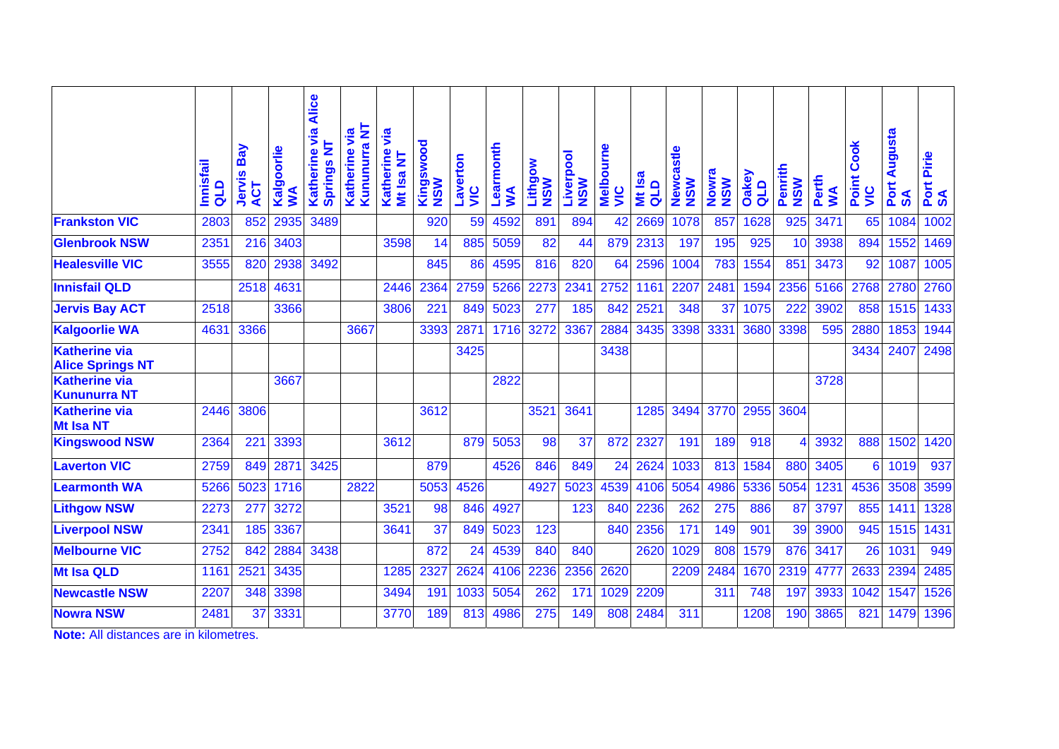| | Innisfail QLD | Jervis Bay ACT | Kalgoorlie WA | Katherine via Alice Springs NT | Katherine via Kununurra NT | Katherine via Mt Isa NT | Kingswood NSW | Laverton VIC | Learmonth WA | Lithgow NSW | Liverpool NSW | Melbourne VIC | Mt Isa QLD | Newcastle NSW | Nowra NSW | Oakey QLD | Penrith NSW | Perth WA | Point Cook VIC | Port Augusta SA | Port Pirie SA |
|---|---|---|---|---|---|---|---|---|---|---|---|---|---|---|---|---|---|---|---|---|---|
| **Frankston VIC** | 2803 | 852 | 2935 | 3489 | | | 920 | 59 | 4592 | 891 | 894 | 42 | 2669 | 1078 | 857 | 1628 | 925 | 3471 | 65 | 1084 | 1002 |
| **Glenbrook NSW** | 2351 | 216 | 3403 | | | 3598 | 14 | 885 | 5059 | 82 | 44 | 879 | 2313 | 197 | 195 | 925 | 10 | 3938 | 894 | 1552 | 1469 |
| **Healesville VIC** | 3555 | 820 | 2938 | 3492 | | | 845 | 86 | 4595 | 816 | 820 | 64 | 2596 | 1004 | 783 | 1554 | 851 | 3473 | 92 | 1087 | 1005 |
| **Innisfail QLD** | | 2518 | 4631 | | | 2446 | 2364 | 2759 | 5266 | 2273 | 2341 | 2752 | 1161 | 2207 | 2481 | 1594 | 2356 | 5166 | 2768 | 2780 | 2760 |
| **Jervis Bay ACT** | 2518 | | 3366 | | | 3806 | 221 | 849 | 5023 | 277 | 185 | 842 | 2521 | 348 | 37 | 1075 | 222 | 3902 | 858 | 1515 | 1433 |
| **Kalgoorlie WA** | 4631 | 3366 | | | 3667 | | 3393 | 2871 | 1716 | 3272 | 3367 | 2884 | 3435 | 3398 | 3331 | 3680 | 3398 | 595 | 2880 | 1853 | 1944 |
| **Katherine via Alice Springs NT** | | | | | | | | 3425 | | | | 3438 | | | | | | | 3434 | 2407 | 2498 |
| **Katherine via Kununurra NT** | | | 3667 | | | | | | 2822 | | | | | | | | | 3728 | | | |
| **Katherine via Mt Isa NT** | 2446 | 3806 | | | | | 3612 | | | 3521 | 3641 | | 1285 | 3494 | 3770 | 2955 | 3604 | | | | |
| **Kingswood NSW** | 2364 | 221 | 3393 | | | 3612 | | 879 | 5053 | 98 | 37 | 872 | 2327 | 191 | 189 | 918 | 4 | 3932 | 888 | 1502 | 1420 |
| **Laverton VIC** | 2759 | 849 | 2871 | 3425 | | | 879 | | 4526 | 846 | 849 | 24 | 2624 | 1033 | 813 | 1584 | 880 | 3405 | 6 | 1019 | 937 |
| **Learmonth WA** | 5266 | 5023 | 1716 | | 2822 | | 5053 | 4526 | | 4927 | 5023 | 4539 | 4106 | 5054 | 4986 | 5336 | 5054 | 1231 | 4536 | 3508 | 3599 |
| **Lithgow NSW** | 2273 | 277 | 3272 | | | 3521 | 98 | 846 | 4927 | | 123 | 840 | 2236 | 262 | 275 | 886 | 87 | 3797 | 855 | 1411 | 1328 |
| **Liverpool NSW** | 2341 | 185 | 3367 | | | 3641 | 37 | 849 | 5023 | 123 | | 840 | 2356 | 171 | 149 | 901 | 39 | 3900 | 945 | 1515 | 1431 |
| **Melbourne VIC** | 2752 | 842 | 2884 | 3438 | | | 872 | 24 | 4539 | 840 | 840 | | 2620 | 1029 | 808 | 1579 | 876 | 3417 | 26 | 1031 | 949 |
| **Mt Isa QLD** | 1161 | 2521 | 3435 | | | 1285 | 2327 | 2624 | 4106 | 2236 | 2356 | 2620 | | 2209 | 2484 | 1670 | 2319 | 4777 | 2633 | 2394 | 2485 |
| **Newcastle NSW** | 2207 | 348 | 3398 | | | 3494 | 191 | 1033 | 5054 | 262 | 171 | 1029 | 2209 | | 311 | 748 | 197 | 3933 | 1042 | 1547 | 1526 |
| **Nowra NSW** | 2481 | 37 | 3331 | | | 3770 | 189 | 813 | 4986 | 275 | 149 | 808 | 2484 | 311 | | 1208 | 190 | 3865 | 821 | 1479 | 1396 |

**Note:** All distances are in kilometres.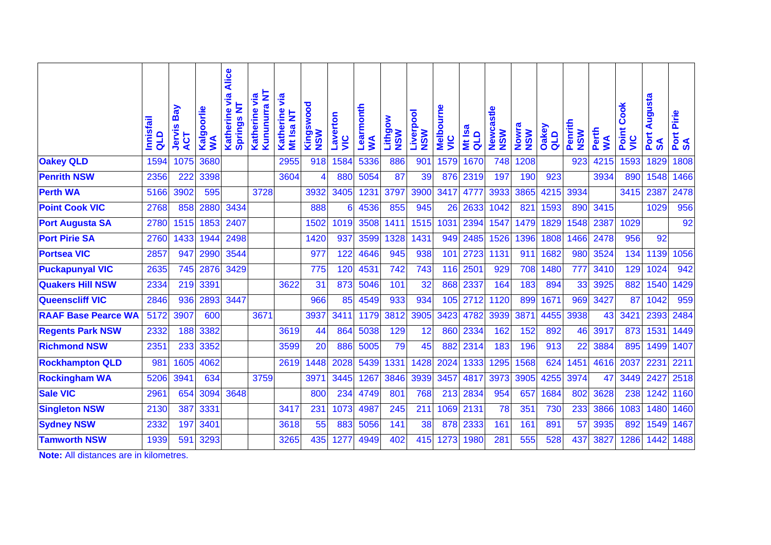| | Innisfail QLD | Jervis Bay ACT | Kalgoorlie WA | Katherine via Alice Springs NT | Katherine via Kununurra NT | Katherine via Mt Isa NT | Kingswood NSW | Laverton VIC | Learmonth WA | Lithgow NSW | Liverpool NSW | Melbourne VIC | Mt Isa QLD | Newcastle NSW | Nowra NSW | Oakey QLD | Penrith NSW | Perth WA | Point Cook VIC | Port Augusta SA | Port Pirie SA |
|---|---|---|---|---|---|---|---|---|---|---|---|---|---|---|---|---|---|---|---|---|---|
| **Oakey QLD** | 1594 | 1075 | 3680 | | | 2955 | 918 | 1584 | 5336 | 886 | 901 | 1579 | 1670 | 748 | 1208 | | 923 | 4215 | 1593 | 1829 | 1808 |
| **Penrith NSW** | 2356 | 222 | 3398 | | | 3604 | 4 | 880 | 5054 | 87 | 39 | 876 | 2319 | 197 | 190 | 923 | | 3934 | 890 | 1548 | 1466 |
| **Perth WA** | 5166 | 3902 | 595 | | 3728 | | 3932 | 3405 | 1231 | 3797 | 3900 | 3417 | 4777 | 3933 | 3865 | 4215 | 3934 | | 3415 | 2387 | 2478 |
| **Point Cook VIC** | 2768 | 858 | 2880 | 3434 | | | 888 | 6 | 4536 | 855 | 945 | 26 | 2633 | 1042 | 821 | 1593 | 890 | 3415 | | 1029 | 956 |
| **Port Augusta SA** | 2780 | 1515 | 1853 | 2407 | | | 1502 | 1019 | 3508 | 1411 | 1515 | 1031 | 2394 | 1547 | 1479 | 1829 | 1548 | 2387 | 1029 | | 92 |
| **Port Pirie SA** | 2760 | 1433 | 1944 | 2498 | | | 1420 | 937 | 3599 | 1328 | 1431 | 949 | 2485 | 1526 | 1396 | 1808 | 1466 | 2478 | 956 | 92 | |
| **Portsea VIC** | 2857 | 947 | 2990 | 3544 | | | 977 | 122 | 4646 | 945 | 938 | 101 | 2723 | 1131 | 911 | 1682 | 980 | 3524 | 134 | 1139 | 1056 |
| **Puckapunyal VIC** | 2635 | 745 | 2876 | 3429 | | | 775 | 120 | 4531 | 742 | 743 | 116 | 2501 | 929 | 708 | 1480 | 777 | 3410 | 129 | 1024 | 942 |
| **Quakers Hill NSW** | 2334 | 219 | 3391 | | | 3622 | 31 | 873 | 5046 | 101 | 32 | 868 | 2337 | 164 | 183 | 894 | 33 | 3925 | 882 | 1540 | 1429 |
| **Queenscliff VIC** | 2846 | 936 | 2893 | 3447 | | | 966 | 85 | 4549 | 933 | 934 | 105 | 2712 | 1120 | 899 | 1671 | 969 | 3427 | 87 | 1042 | 959 |
| **RAAF Base Pearce WA** | 5172 | 3907 | 600 | | 3671 | | 3937 | 3411 | 1179 | 3812 | 3905 | 3423 | 4782 | 3939 | 3871 | 4455 | 3938 | 43 | 3421 | 2393 | 2484 |
| **Regents Park NSW** | 2332 | 188 | 3382 | | | 3619 | 44 | 864 | 5038 | 129 | 12 | 860 | 2334 | 162 | 152 | 892 | 46 | 3917 | 873 | 1531 | 1449 |
| **Richmond NSW** | 2351 | 233 | 3352 | | | 3599 | 20 | 886 | 5005 | 79 | 45 | 882 | 2314 | 183 | 196 | 913 | 22 | 3884 | 895 | 1499 | 1407 |
| **Rockhampton QLD** | 981 | 1605 | 4062 | | | 2619 | 1448 | 2028 | 5439 | 1331 | 1428 | 2024 | 1333 | 1295 | 1568 | 624 | 1451 | 4616 | 2037 | 2231 | 2211 |
| **Rockingham WA** | 5206 | 3941 | 634 | | 3759 | | 3971 | 3445 | 1267 | 3846 | 3939 | 3457 | 4817 | 3973 | 3905 | 4255 | 3974 | 47 | 3449 | 2427 | 2518 |
| **Sale VIC** | 2961 | 654 | 3094 | 3648 | | | 800 | 234 | 4749 | 801 | 768 | 213 | 2834 | 954 | 657 | 1684 | 802 | 3628 | 238 | 1242 | 1160 |
| **Singleton NSW** | 2130 | 387 | 3331 | | | 3417 | 231 | 1073 | 4987 | 245 | 211 | 1069 | 2131 | 78 | 351 | 730 | 233 | 3866 | 1083 | 1480 | 1460 |
| **Sydney NSW** | 2332 | 197 | 3401 | | | 3618 | 55 | 883 | 5056 | 141 | 38 | 878 | 2333 | 161 | 161 | 891 | 57 | 3935 | 892 | 1549 | 1467 |
| **Tamworth NSW** | 1939 | 591 | 3293 | | | 3265 | 435 | 1277 | 4949 | 402 | 415 | 1273 | 1980 | 281 | 555 | 528 | 437 | 3827 | 1286 | 1442 | 1488 |

**Note:** All distances are in kilometres.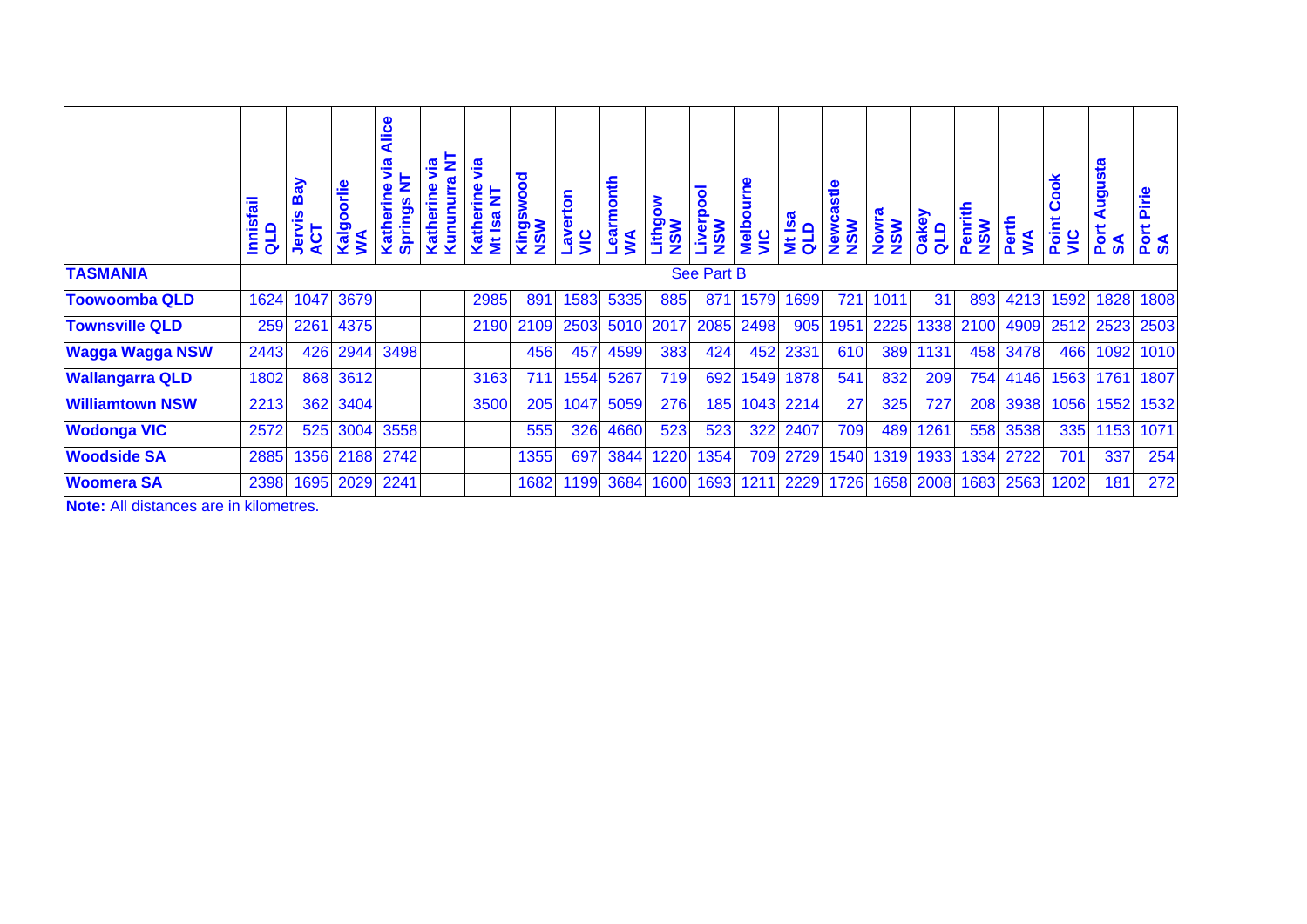| | Innisfail QLD | Jervis Bay ACT | Kalgoorlie WA | Katherine via Alice Springs NT | Katherine via Kununurra NT | Katherine via Mt Isa NT | Kingswood NSW | Laverton VIC | Learmonth WA | Lithgow NSW | Liverpool NSW | Melbourne VIC | Mt Isa QLD | Newcastle NSW | Nowra NSW | Oakey QLD | Penrith NSW | Perth WA | Point Cook VIC | Port Augusta SA | Port Pirie SA |
|---|---|---|---|---|---|---|---|---|---|---|---|---|---|---|---|---|---|---|---|---|---|
| **TASMANIA** | | | | | | | | | | | See Part B | | | | | | | | | | |
| **Toowoomba QLD** | 1624 | 1047 | 3679 | | | 2985 | 891 | 1583 | 5335 | 885 | 871 | 1579 | 1699 | 721 | 1011 | 31 | 893 | 4213 | 1592 | 1828 | 1808 |
| **Townsville QLD** | 259 | 2261 | 4375 | | | 2190 | 2109 | 2503 | 5010 | 2017 | 2085 | 2498 | 905 | 1951 | 2225 | 1338 | 2100 | 4909 | 2512 | 2523 | 2503 |
| **Wagga Wagga NSW** | 2443 | 426 | 2944 | 3498 | | | 456 | 457 | 4599 | 383 | 424 | 452 | 2331 | 610 | 389 | 1131 | 458 | 3478 | 466 | 1092 | 1010 |
| **Wallangarra QLD** | 1802 | 868 | 3612 | | | 3163 | 711 | 1554 | 5267 | 719 | 692 | 1549 | 1878 | 541 | 832 | 209 | 754 | 4146 | 1563 | 1761 | 1807 |
| **Williamtown NSW** | 2213 | 362 | 3404 | | | 3500 | 205 | 1047 | 5059 | 276 | 185 | 1043 | 2214 | 27 | 325 | 727 | 208 | 3938 | 1056 | 1552 | 1532 |
| **Wodonga VIC** | 2572 | 525 | 3004 | 3558 | | | 555 | 326 | 4660 | 523 | 523 | 322 | 2407 | 709 | 489 | 1261 | 558 | 3538 | 335 | 1153 | 1071 |
| **Woodside SA** | 2885 | 1356 | 2188 | 2742 | | | 1355 | 697 | 3844 | 1220 | 1354 | 709 | 2729 | 1540 | 1319 | 1933 | 1334 | 2722 | 701 | 337 | 254 |
| **Woomera SA** | 2398 | 1695 | 2029 | 2241 | | | 1682 | 1199 | 3684 | 1600 | 1693 | 1211 | 2229 | 1726 | 1658 | 2008 | 1683 | 2563 | 1202 | 181 | 272 |

**Note:** All distances are in kilometres.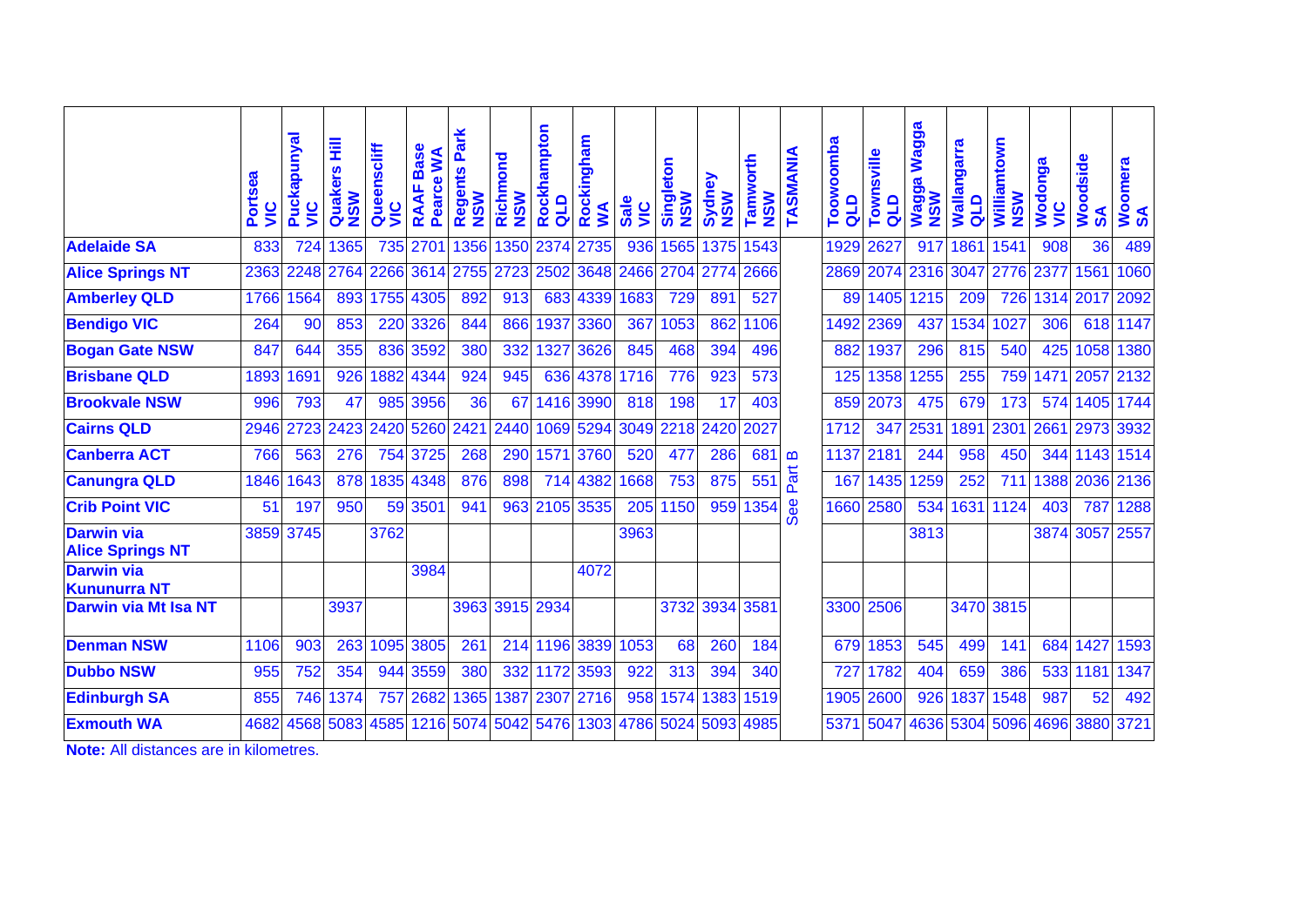| | Portsea VIC | Puckapunyal VIC | Quakers Hill NSW | Queenscliff VIC | RAAF Base Pearce WA | Regents Park NSW | Richmond NSW | Rockhampton QLD | Rockingham WA | Sale VIC | Singleton NSW | Sydney NSW | Tamworth NSW | TASMANIA | Toowoomba QLD | Townsville QLD | Wagga Wagga NSW | Wallangarra QLD | Williamtown NSW | Wodonga VIC | Woodside SA | Woomera SA |
|---|---|---|---|---|---|---|---|---|---|---|---|---|---|---|---|---|---|---|---|---|---|---|
| **Adelaide SA** | 833 | 724 | 1365 | 735 | 2701 | 1356 | 1350 | 2374 | 2735 | 936 | 1565 | 1375 | 1543 | See Part B | 1929 | 2627 | 917 | 1861 | 1541 | 908 | 36 | 489 |
| **Alice Springs NT** | 2363 | 2248 | 2764 | 2266 | 3614 | 2755 | 2723 | 2502 | 3648 | 2466 | 2704 | 2774 | 2666 | | 2869 | 2074 | 2316 | 3047 | 2776 | 2377 | 1561 | 1060 |
| **Amberley QLD** | 1766 | 1564 | 893 | 1755 | 4305 | 892 | 913 | 683 | 4339 | 1683 | 729 | 891 | 527 | | 89 | 1405 | 1215 | 209 | 726 | 1314 | 2017 | 2092 |
| **Bendigo VIC** | 264 | 90 | 853 | 220 | 3326 | 844 | 866 | 1937 | 3360 | 367 | 1053 | 862 | 1106 | | 1492 | 2369 | 437 | 1534 | 1027 | 306 | 618 | 1147 |
| **Bogan Gate NSW** | 847 | 644 | 355 | 836 | 3592 | 380 | 332 | 1327 | 3626 | 845 | 468 | 394 | 496 | | 882 | 1937 | 296 | 815 | 540 | 425 | 1058 | 1380 |
| **Brisbane QLD** | 1893 | 1691 | 926 | 1882 | 4344 | 924 | 945 | 636 | 4378 | 1716 | 776 | 923 | 573 | | 125 | 1358 | 1255 | 255 | 759 | 1471 | 2057 | 2132 |
| **Brookvale NSW** | 996 | 793 | 47 | 985 | 3956 | 36 | 67 | 1416 | 3990 | 818 | 198 | 17 | 403 | | 859 | 2073 | 475 | 679 | 173 | 574 | 1405 | 1744 |
| **Cairns QLD** | 2946 | 2723 | 2423 | 2420 | 5260 | 2421 | 2440 | 1069 | 5294 | 3049 | 2218 | 2420 | 2027 | | 1712 | 347 | 2531 | 1891 | 2301 | 2661 | 2973 | 3932 |
| **Canberra ACT** | 766 | 563 | 276 | 754 | 3725 | 268 | 290 | 1571 | 3760 | 520 | 477 | 286 | 681 | | 1137 | 2181 | 244 | 958 | 450 | 344 | 1143 | 1514 |
| **Canungra QLD** | 1846 | 1643 | 878 | 1835 | 4348 | 876 | 898 | 714 | 4382 | 1668 | 753 | 875 | 551 | | 167 | 1435 | 1259 | 252 | 711 | 1388 | 2036 | 2136 |
| **Crib Point VIC** | 51 | 197 | 950 | 59 | 3501 | 941 | 963 | 2105 | 3535 | 205 | 1150 | 959 | 1354 | | 1660 | 2580 | 534 | 1631 | 1124 | 403 | 787 | 1288 |
| **Darwin via Alice Springs NT** | 3859 | 3745 | | 3762 | | | | | | 3963 | | | | | | | 3813 | | | 3874 | 3057 | 2557 |
| **Darwin via Kununurra NT** | | | | | 3984 | | | | 4072 | | | | | | | | | | | | | |
| **Darwin via Mt Isa NT** | | | 3937 | | | 3963 | 3915 | 2934 | | | 3732 | 3934 | 3581 | | 3300 | 2506 | | 3470 | 3815 | | | |
| **Denman NSW** | 1106 | 903 | 263 | 1095 | 3805 | 261 | 214 | 1196 | 3839 | 1053 | 68 | 260 | 184 | | 679 | 1853 | 545 | 499 | 141 | 684 | 1427 | 1593 |
| **Dubbo NSW** | 955 | 752 | 354 | 944 | 3559 | 380 | 332 | 1172 | 3593 | 922 | 313 | 394 | 340 | | 727 | 1782 | 404 | 659 | 386 | 533 | 1181 | 1347 |
| **Edinburgh SA** | 855 | 746 | 1374 | 757 | 2682 | 1365 | 1387 | 2307 | 2716 | 958 | 1574 | 1383 | 1519 | | 1905 | 2600 | 926 | 1837 | 1548 | 987 | 52 | 492 |
| **Exmouth WA** | 4682 | 4568 | 5083 | 4585 | 1216 | 5074 | 5042 | 5476 | 1303 | 4786 | 5024 | 5093 | 4985 | | 5371 | 5047 | 4636 | 5304 | 5096 | 4696 | 3880 | 3721 |

**Note:** All distances are in kilometres.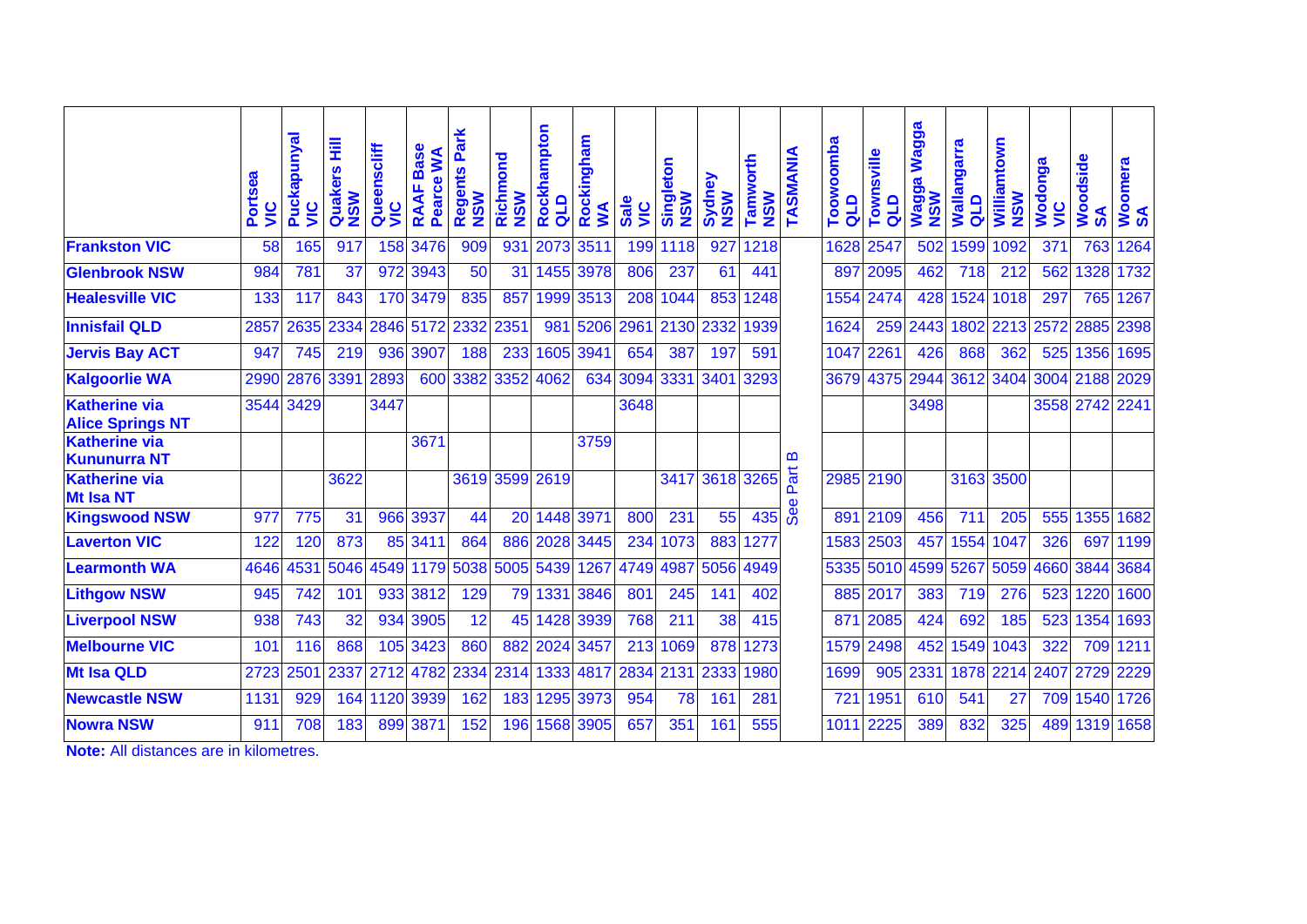| | Portsea VIC | Puckapunyal VIC | Quakers Hill NSW | Queenscliff VIC | RAAF Base Pearce WA | Regents Park NSW | Richmond NSW | Rockhampton QLD | Rockingham WA | Sale VIC | Singleton NSW | Sydney NSW | Tamworth NSW | TASMANIA | Toowoomba QLD | Townsville QLD | Wagga Wagga NSW | Wallangarra QLD | Williamtown NSW | Wodonga VIC | Woodside SA | Woomera SA |
|---|---|---|---|---|---|---|---|---|---|---|---|---|---|---|---|---|---|---|---|---|---|---|
| **Frankston VIC** | 58 | 165 | 917 | 158 | 3476 | 909 | 931 | 2073 | 3511 | 199 | 1118 | 927 | 1218 | | 1628 | 2547 | 502 | 1599 | 1092 | 371 | 763 | 1264 |
| **Glenbrook NSW** | 984 | 781 | 37 | 972 | 3943 | 50 | 31 | 1455 | 3978 | 806 | 237 | 61 | 441 | | 897 | 2095 | 462 | 718 | 212 | 562 | 1328 | 1732 |
| **Healesville VIC** | 133 | 117 | 843 | 170 | 3479 | 835 | 857 | 1999 | 3513 | 208 | 1044 | 853 | 1248 | | 1554 | 2474 | 428 | 1524 | 1018 | 297 | 765 | 1267 |
| **Innisfail QLD** | 2857 | 2635 | 2334 | 2846 | 5172 | 2332 | 2351 | 981 | 5206 | 2961 | 2130 | 2332 | 1939 | | 1624 | 259 | 2443 | 1802 | 2213 | 2572 | 2885 | 2398 |
| **Jervis Bay ACT** | 947 | 745 | 219 | 936 | 3907 | 188 | 233 | 1605 | 3941 | 654 | 387 | 197 | 591 | | 1047 | 2261 | 426 | 868 | 362 | 525 | 1356 | 1695 |
| **Kalgoorlie WA** | 2990 | 2876 | 3391 | 2893 | 600 | 3382 | 3352 | 4062 | 634 | 3094 | 3331 | 3401 | 3293 | | 3679 | 4375 | 2944 | 3612 | 3404 | 3004 | 2188 | 2029 |
| **Katherine via Alice Springs NT** | 3544 | 3429 | | 3447 | | | | | | 3648 | | | | | | | 3498 | | | 3558 | 2742 | 2241 |
| **Katherine via Kununurra NT** | | | | | 3671 | | | | 3759 | | | | | See Part B | | | | | | | | |
| **Katherine via Mt Isa NT** | | | 3622 | | | 3619 | 3599 | 2619 | | | 3417 | 3618 | 3265 | | 2985 | 2190 | | 3163 | 3500 | | | |
| **Kingswood NSW** | 977 | 775 | 31 | 966 | 3937 | 44 | 20 | 1448 | 3971 | 800 | 231 | 55 | 435 | | 891 | 2109 | 456 | 711 | 205 | 555 | 1355 | 1682 |
| **Laverton VIC** | 122 | 120 | 873 | 85 | 3411 | 864 | 886 | 2028 | 3445 | 234 | 1073 | 883 | 1277 | | 1583 | 2503 | 457 | 1554 | 1047 | 326 | 697 | 1199 |
| **Learmonth WA** | 4646 | 4531 | 5046 | 4549 | 1179 | 5038 | 5005 | 5439 | 1267 | 4749 | 4987 | 5056 | 4949 | | 5335 | 5010 | 4599 | 5267 | 5059 | 4660 | 3844 | 3684 |
| **Lithgow NSW** | 945 | 742 | 101 | 933 | 3812 | 129 | 79 | 1331 | 3846 | 801 | 245 | 141 | 402 | | 885 | 2017 | 383 | 719 | 276 | 523 | 1220 | 1600 |
| **Liverpool NSW** | 938 | 743 | 32 | 934 | 3905 | 12 | 45 | 1428 | 3939 | 768 | 211 | 38 | 415 | | 871 | 2085 | 424 | 692 | 185 | 523 | 1354 | 1693 |
| **Melbourne VIC** | 101 | 116 | 868 | 105 | 3423 | 860 | 882 | 2024 | 3457 | 213 | 1069 | 878 | 1273 | | 1579 | 2498 | 452 | 1549 | 1043 | 322 | 709 | 1211 |
| **Mt Isa QLD** | 2723 | 2501 | 2337 | 2712 | 4782 | 2334 | 2314 | 1333 | 4817 | 2834 | 2131 | 2333 | 1980 | | 1699 | 905 | 2331 | 1878 | 2214 | 2407 | 2729 | 2229 |
| **Newcastle NSW** | 1131 | 929 | 164 | 1120 | 3939 | 162 | 183 | 1295 | 3973 | 954 | 78 | 161 | 281 | | 721 | 1951 | 610 | 541 | 27 | 709 | 1540 | 1726 |
| **Nowra NSW** | 911 | 708 | 183 | 899 | 3871 | 152 | 196 | 1568 | 3905 | 657 | 351 | 161 | 555 | | 1011 | 2225 | 389 | 832 | 325 | 489 | 1319 | 1658 |

**Note:** All distances are in kilometres.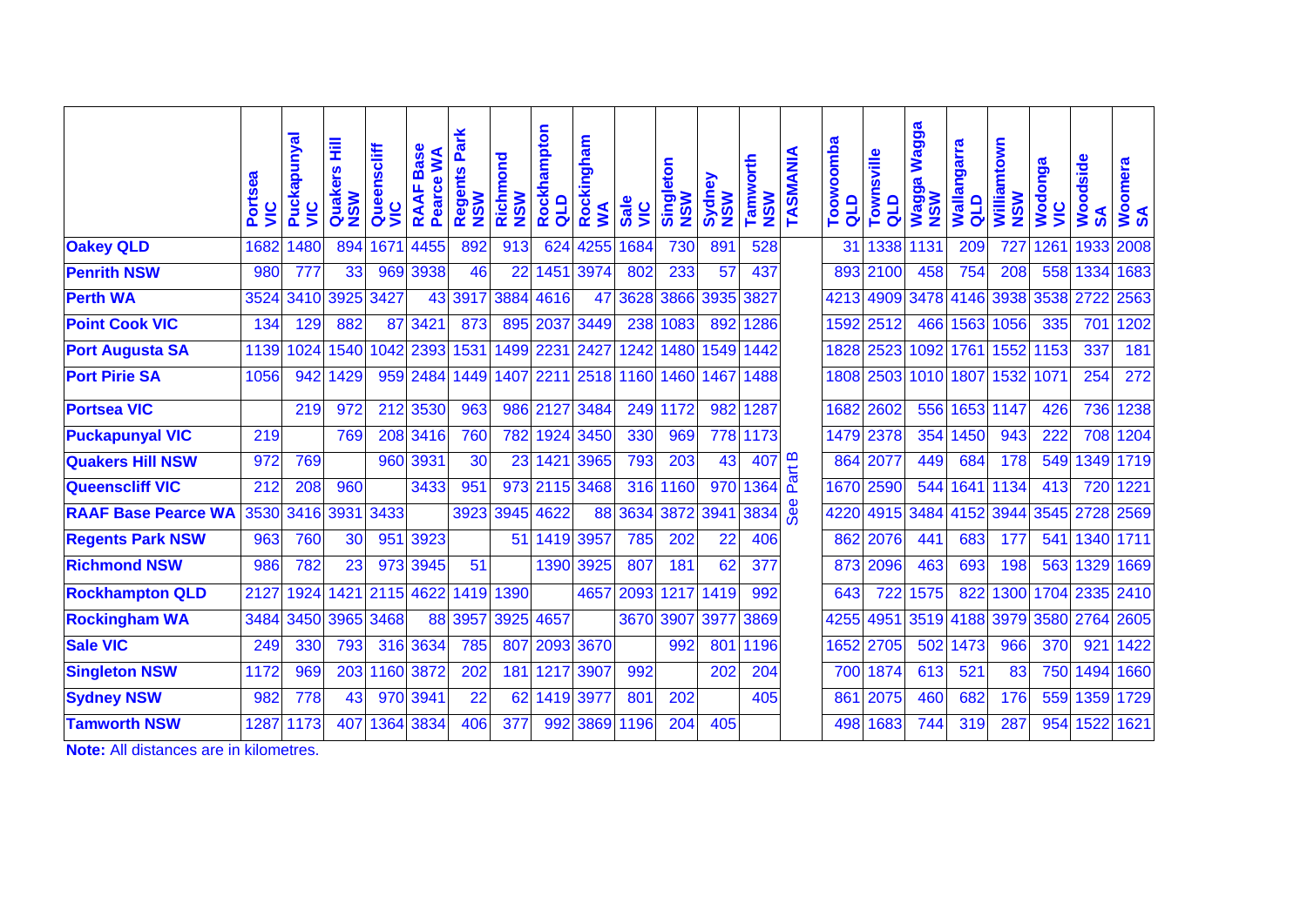| | Portsea VIC | Puckapunyal VIC | Quakers Hill NSW | Queenscliff VIC | RAAF Base Pearce WA | Regents Park NSW | Richmond NSW | Rockhampton QLD | Rockingham WA | Sale VIC | Singleton NSW | Sydney NSW | Tamworth NSW | TASMANIA | Toowoomba QLD | Townsville QLD | Wagga Wagga NSW | Wallangarra QLD | Williamtown NSW | Wodonga VIC | Woodside SA | Woomera SA |
|---|---|---|---|---|---|---|---|---|---|---|---|---|---|---|---|---|---|---|---|---|---|---|
| **Oakey QLD** | 1682 | 1480 | 894 | 1671 | 4455 | 892 | 913 | 624 | 4255 | 1684 | 730 | 891 | 528 | See Part B | 31 | 1338 | 1131 | 209 | 727 | 1261 | 1933 | 2008 |
| **Penrith NSW** | 980 | 777 | 33 | 969 | 3938 | 46 | 22 | 1451 | 3974 | 802 | 233 | 57 | 437 | | 893 | 2100 | 458 | 754 | 208 | 558 | 1334 | 1683 |
| **Perth WA** | 3524 | 3410 | 3925 | 3427 | 43 | 3917 | 3884 | 4616 | 47 | 3628 | 3866 | 3935 | 3827 | | 4213 | 4909 | 3478 | 4146 | 3938 | 3538 | 2722 | 2563 |
| **Point Cook VIC** | 134 | 129 | 882 | 87 | 3421 | 873 | 895 | 2037 | 3449 | 238 | 1083 | 892 | 1286 | | 1592 | 2512 | 466 | 1563 | 1056 | 335 | 701 | 1202 |
| **Port Augusta SA** | 1139 | 1024 | 1540 | 1042 | 2393 | 1531 | 1499 | 2231 | 2427 | 1242 | 1480 | 1549 | 1442 | | 1828 | 2523 | 1092 | 1761 | 1552 | 1153 | 337 | 181 |
| **Port Pirie SA** | 1056 | 942 | 1429 | 959 | 2484 | 1449 | 1407 | 2211 | 2518 | 1160 | 1460 | 1467 | 1488 | | 1808 | 2503 | 1010 | 1807 | 1532 | 1071 | 254 | 272 |
| **Portsea VIC** | | 219 | 972 | 212 | 3530 | 963 | 986 | 2127 | 3484 | 249 | 1172 | 982 | 1287 | | 1682 | 2602 | 556 | 1653 | 1147 | 426 | 736 | 1238 |
| **Puckapunyal VIC** | 219 | | 769 | 208 | 3416 | 760 | 782 | 1924 | 3450 | 330 | 969 | 778 | 1173 | | 1479 | 2378 | 354 | 1450 | 943 | 222 | 708 | 1204 |
| **Quakers Hill NSW** | 972 | 769 | | 960 | 3931 | 30 | 23 | 1421 | 3965 | 793 | 203 | 43 | 407 | | 864 | 2077 | 449 | 684 | 178 | 549 | 1349 | 1719 |
| **Queenscliff VIC** | 212 | 208 | 960 | | 3433 | 951 | 973 | 2115 | 3468 | 316 | 1160 | 970 | 1364 | | 1670 | 2590 | 544 | 1641 | 1134 | 413 | 720 | 1221 |
| **RAAF Base Pearce WA** | 3530 | 3416 | 3931 | 3433 | | 3923 | 3945 | 4622 | 88 | 3634 | 3872 | 3941 | 3834 | | 4220 | 4915 | 3484 | 4152 | 3944 | 3545 | 2728 | 2569 |
| **Regents Park NSW** | 963 | 760 | 30 | 951 | 3923 | | 51 | 1419 | 3957 | 785 | 202 | 22 | 406 | | 862 | 2076 | 441 | 683 | 177 | 541 | 1340 | 1711 |
| **Richmond NSW** | 986 | 782 | 23 | 973 | 3945 | 51 | | 1390 | 3925 | 807 | 181 | 62 | 377 | | 873 | 2096 | 463 | 693 | 198 | 563 | 1329 | 1669 |
| **Rockhampton QLD** | 2127 | 1924 | 1421 | 2115 | 4622 | 1419 | 1390 | | 4657 | 2093 | 1217 | 1419 | 992 | | 643 | 722 | 1575 | 822 | 1300 | 1704 | 2335 | 2410 |
| **Rockingham WA** | 3484 | 3450 | 3965 | 3468 | 88 | 3957 | 3925 | 4657 | | 3670 | 3907 | 3977 | 3869 | | 4255 | 4951 | 3519 | 4188 | 3979 | 3580 | 2764 | 2605 |
| **Sale VIC** | 249 | 330 | 793 | 316 | 3634 | 785 | 807 | 2093 | 3670 | | 992 | 801 | 1196 | | 1652 | 2705 | 502 | 1473 | 966 | 370 | 921 | 1422 |
| **Singleton NSW** | 1172 | 969 | 203 | 1160 | 3872 | 202 | 181 | 1217 | 3907 | 992 | | 202 | 204 | | 700 | 1874 | 613 | 521 | 83 | 750 | 1494 | 1660 |
| **Sydney NSW** | 982 | 778 | 43 | 970 | 3941 | 22 | 62 | 1419 | 3977 | 801 | 202 | | 405 | | 861 | 2075 | 460 | 682 | 176 | 559 | 1359 | 1729 |
| **Tamworth NSW** | 1287 | 1173 | 407 | 1364 | 3834 | 406 | 377 | 992 | 3869 | 1196 | 204 | 405 | | | 498 | 1683 | 744 | 319 | 287 | 954 | 1522 | 1621 |

**Note:** All distances are in kilometres.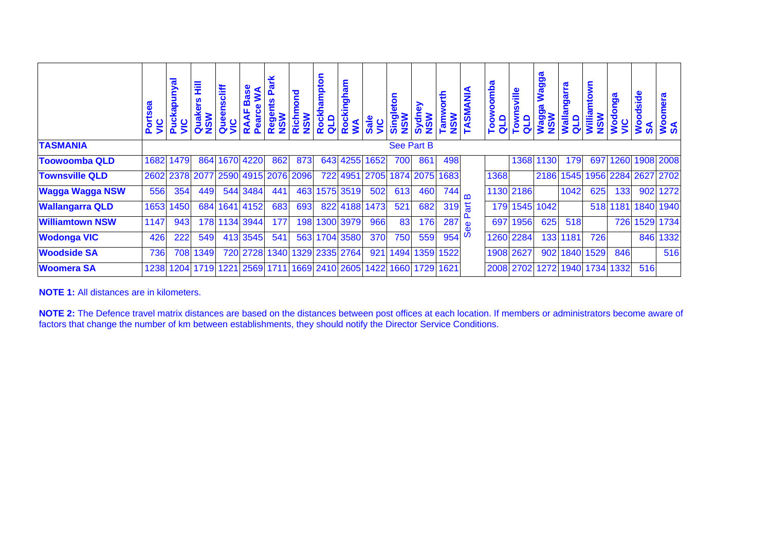| | Portsea VIC | Puckapunyal VIC | Quakers Hill NSW | Queenscliff VIC | RAAF Base Pearce WA | Regents Park NSW | Richmond NSW | Rockhampton QLD | Rockingham WA | Sale VIC | Singleton NSW | Sydney NSW | Tamworth NSW | TASMANIA | Toowoomba QLD | Townsville QLD | Wagga Wagga NSW | Wallangarra QLD | Williamtown NSW | Wodonga VIC | Woodside SA | Woomera SA |
|---|---|---|---|---|---|---|---|---|---|---|---|---|---|---|---|---|---|---|---|---|---|---|
| **TASMANIA** | See Part B | | | | | | | | | | | | | | | | | | | | | |
| **Toowoomba QLD** | 1682 | 1479 | 864 | 1670 | 4220 | 862 | 873 | 643 | 4255 | 1652 | 700 | 861 | 498 | See Part B | | 1368 | 1130 | 179 | 697 | 1260 | 1908 | 2008 |
| **Townsville QLD** | 2602 | 2378 | 2077 | 2590 | 4915 | 2076 | 2096 | 722 | 4951 | 2705 | 1874 | 2075 | 1683 | | 1368 | | 2186 | 1545 | 1956 | 2284 | 2627 | 2702 |
| **Wagga Wagga NSW** | 556 | 354 | 449 | 544 | 3484 | 441 | 463 | 1575 | 3519 | 502 | 613 | 460 | 744 | | 1130 | 2186 | | 1042 | 625 | 133 | 902 | 1272 |
| **Wallangarra QLD** | 1653 | 1450 | 684 | 1641 | 4152 | 683 | 693 | 822 | 4188 | 1473 | 521 | 682 | 319 | | 179 | 1545 | 1042 | | 518 | 1181 | 1840 | 1940 |
| **Williamtown NSW** | 1147 | 943 | 178 | 1134 | 3944 | 177 | 198 | 1300 | 3979 | 966 | 83 | 176 | 287 | | 697 | 1956 | 625 | 518 | | 726 | 1529 | 1734 |
| **Wodonga VIC** | 426 | 222 | 549 | 413 | 3545 | 541 | 563 | 1704 | 3580 | 370 | 750 | 559 | 954 | | 1260 | 2284 | 133 | 1181 | 726 | | 846 | 1332 |
| **Woodside SA** | 736 | 708 | 1349 | 720 | 2728 | 1340 | 1329 | 2335 | 2764 | 921 | 1494 | 1359 | 1522 | | 1908 | 2627 | 902 | 1840 | 1529 | 846 | | 516 |
| **Woomera SA** | 1238 | 1204 | 1719 | 1221 | 2569 | 1711 | 1669 | 2410 | 2605 | 1422 | 1660 | 1729 | 1621 | | 2008 | 2702 | 1272 | 1940 | 1734 | 1332 | 516 | |

**NOTE 1:** All distances are in kilometers.

**NOTE 2:** The Defence travel matrix distances are based on the distances between post offices at each location. If members or administrators become aware of factors that change the number of km between establishments, they should notify the Director Service Conditions.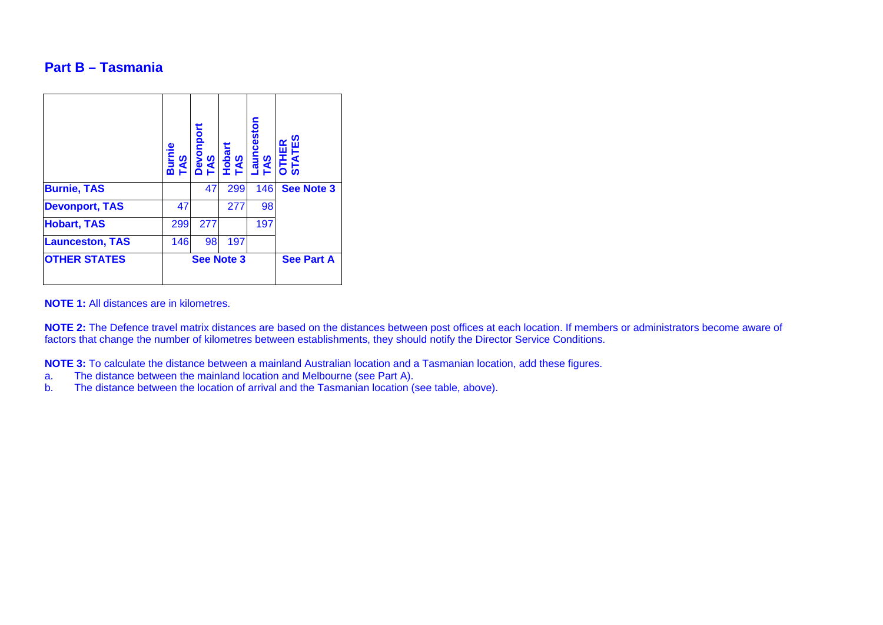## Part B – Tasmania

| | Burnie TAS | Devonport TAS | Hobart TAS | Launceston TAS | OTHER STATES |
|---|---|---|---|---|---|
| **Burnie, TAS** | | 47 | 299 | 146 | **See Note 3** |
| **Devonport, TAS** | 47 | | 277 | 98 | |
| **Hobart, TAS** | 299 | 277 | | 197 | |
| **Launceston, TAS** | 146 | 98 | 197 | | |
| **OTHER STATES** | **See Note 3** | | | | **See Part A** |

**NOTE 1:** All distances are in kilometres.

**NOTE 2:** The Defence travel matrix distances are based on the distances between post offices at each location. If members or administrators become aware of factors that change the number of kilometres between establishments, they should notify the Director Service Conditions.

**NOTE 3:** To calculate the distance between a mainland Australian location and a Tasmanian location, add these figures.

a. The distance between the mainland location and Melbourne (see Part A).

b. The distance between the location of arrival and the Tasmanian location (see table, above).